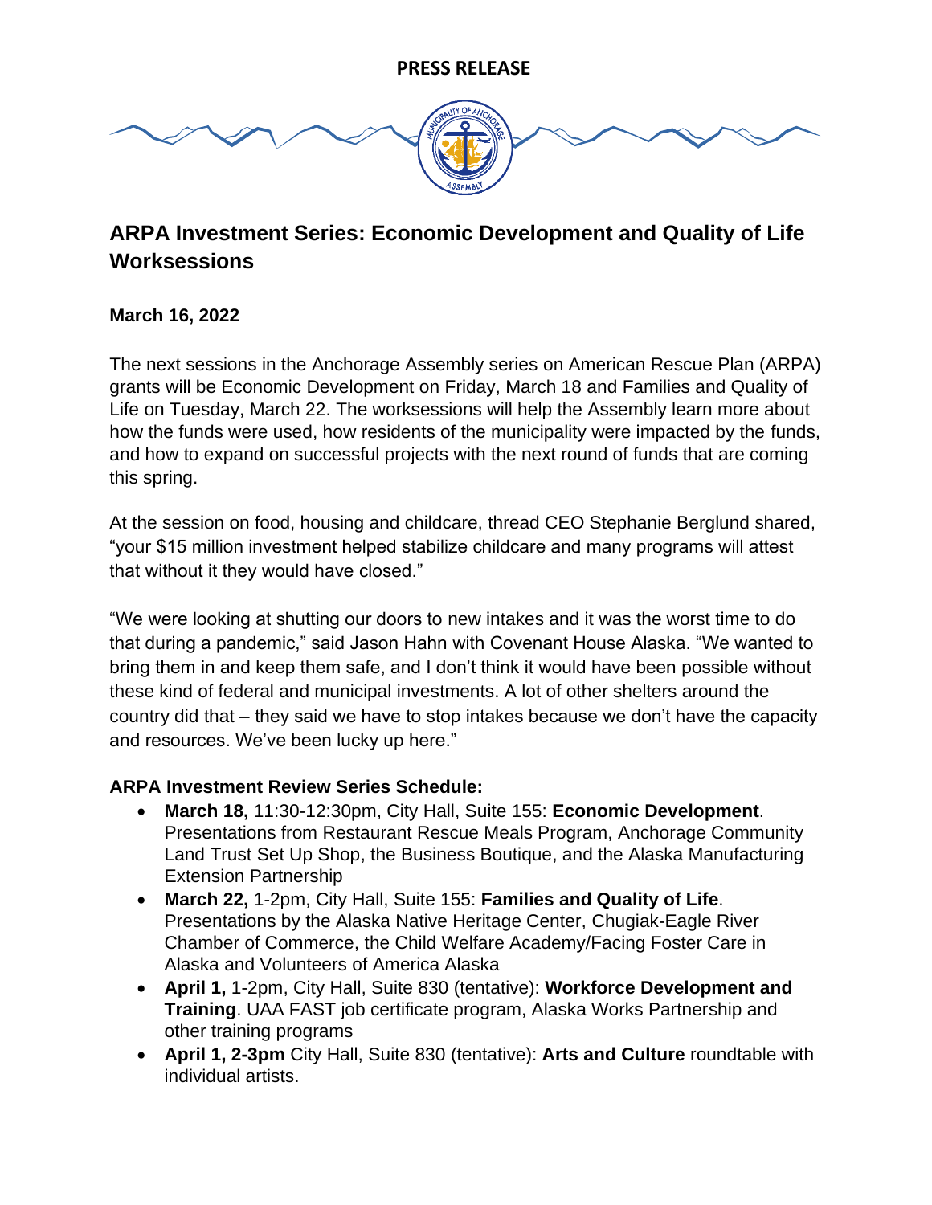**PRESS RELEASE**

# ARPA Investment Series: Economic Development and Quality of Life Worksessions

**March 16, 2022**

The next sessions in the Anchorage Assembly series on American Rescue Plan (ARPA) grants will be Economic Development on Friday, March 18 and Families and Quality of Life on Tuesday, March 22. The worksessions will help the Assembly learn more about how the funds were used, how residents of the municipality were impacted by the funds, and how to expand on successful projects with the next round of funds that are coming this spring.

At the session on food, housing and childcare, thread CEO Stephanie Berglund shared, "your $15 million investment helped stabilize childcare and many programs will attest that without it they would have closed."

"We were looking at shutting our doors to new intakes and it was the worst time to do that during a pandemic," said Jason Hahn with Covenant House Alaska. "We wanted to bring them in and keep them safe, and I don't think it would have been possible without these kind of federal and municipal investments. A lot of other shelters around the country did that – they said we have to stop intakes because we don't have the capacity and resources. We've been lucky up here."

**ARPA Investment Review Series Schedule:**

- **March 18,** 11:30-12:30pm, City Hall, Suite 155: **Economic Development**. Presentations from Restaurant Rescue Meals Program, Anchorage Community Land Trust Set Up Shop, the Business Boutique, and the Alaska Manufacturing Extension Partnership
- **March 22,** 1-2pm, City Hall, Suite 155: **Families and Quality of Life**. Presentations by the Alaska Native Heritage Center, Chugiak-Eagle River Chamber of Commerce, the Child Welfare Academy/Facing Foster Care in Alaska and Volunteers of America Alaska
- **April 1,** 1-2pm, City Hall, Suite 830 (tentative): **Workforce Development and Training**. UAA FAST job certificate program, Alaska Works Partnership and other training programs
- **April 1, 2-3pm** City Hall, Suite 830 (tentative): **Arts and Culture** roundtable with individual artists.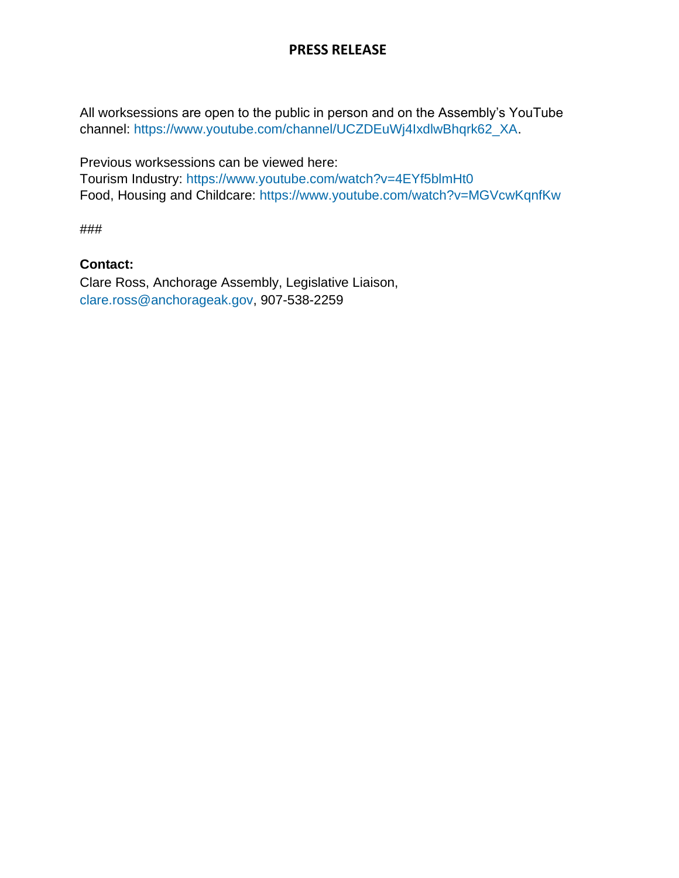All worksessions are open to the public in person and on the Assembly's YouTube channel: https://www.youtube.com/channel/UCZDEuWj4IxdlwBhqrk62_XA.

Previous worksessions can be viewed here:
Tourism Industry: https://www.youtube.com/watch?v=4EYf5blmHt0
Food, Housing and Childcare: https://www.youtube.com/watch?v=MGVcwKqnfKw

###

**Contact:**
Clare Ross, Anchorage Assembly, Legislative Liaison,
clare.ross@anchorageak.gov, 907-538-2259